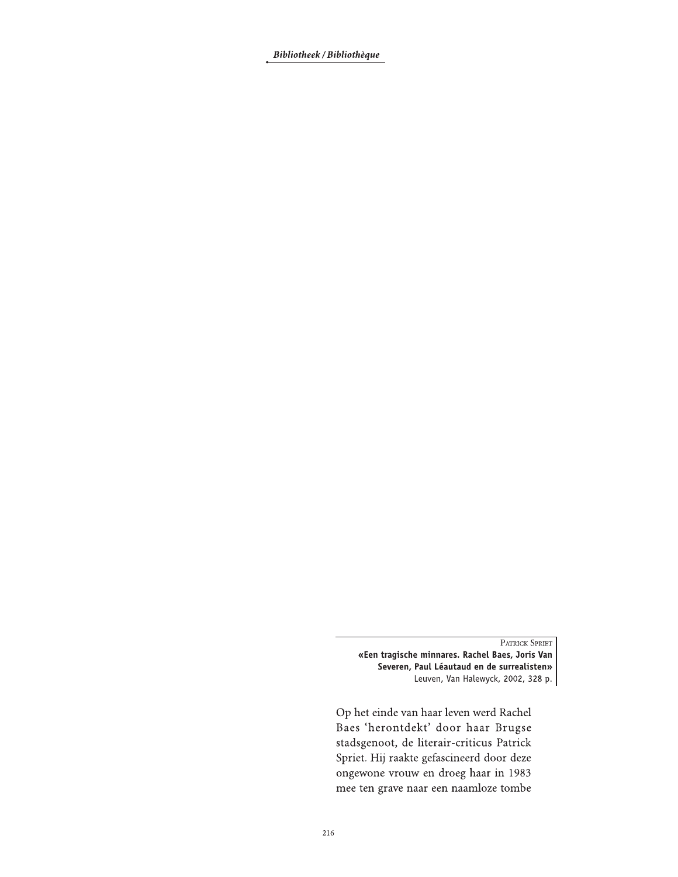Patrick Spriet

**«Een tragische minnares. Rachel Baes, Joris Van Severen, Paul Léautaud en de surrealisten»**

Leuven, Van Halewyck, 2002, 328 p.

Op het einde van haar leven werd Rachel Baes 'herontdekt' door haar Brugse stadsgenoot, de literair-criticus Patrick Spriet. Hij raakte gefascineerd door deze ongewone vrouw en droeg haar in 1983 mee ten grave naar een naamloze tombe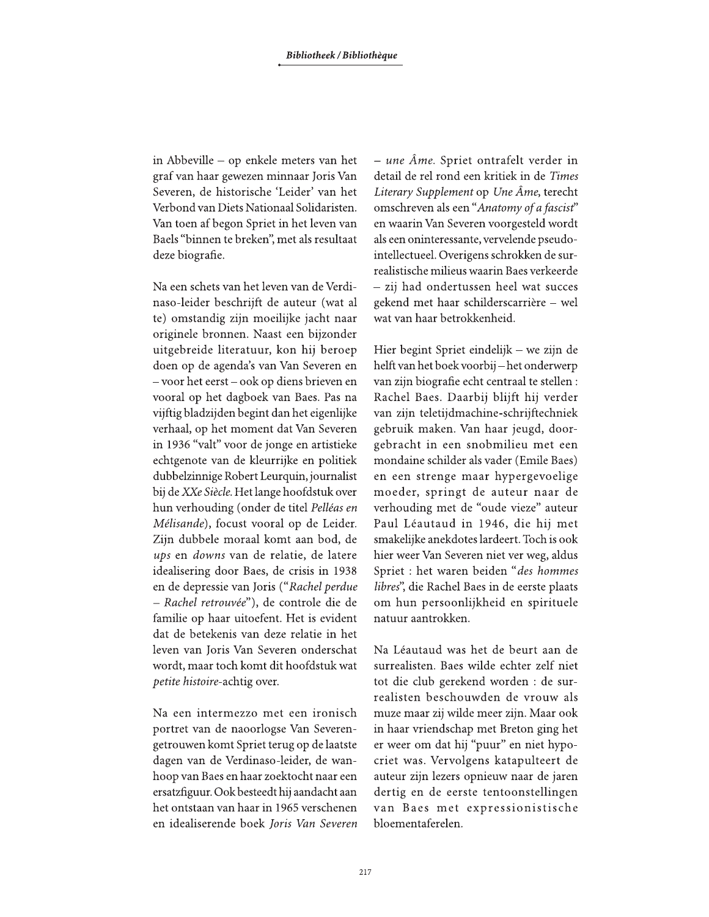in Abbeville – op enkele meters van het graf van haar gewezen minnaar Joris Van Severen, de historische 'Leider' van het Verbond van Diets Nationaal Solidaristen. Van toen af begon Spriet in het leven van Baels "binnen te breken", met als resultaat deze biografie.

Na een schets van het leven van de Verdinaso-leider beschrijft de auteur (wat al te) omstandig zijn moeilijke jacht naar originele bronnen. Naast een bijzonder uitgebreide literatuur, kon hij beroep doen op de agenda's van Van Severen en – voor het eerst – ook op diens brieven en vooral op het dagboek van Baes. Pas na vijftig bladzijden begint dan het eigenlijke verhaal, op het moment dat Van Severen in 1936 "valt" voor de jonge en artistieke echtgenote van de kleurrijke en politiek dubbelzinnige Robert Leurquin, journalist bij de *XXe Siècle*. Het lange hoofdstuk over hun verhouding (onder de titel *Pelléas en Mélisande*), focust vooral op de Leider. Zijn dubbele moraal komt aan bod, de *ups* en *downs* van de relatie, de latere idealisering door Baes, de crisis in 1938 en de depressie van Joris ("*Rachel perdue – Rachel retrouvée*"), de controle die de familie op haar uitoefent. Het is evident dat de betekenis van deze relatie in het leven van Joris Van Severen onderschat wordt, maar toch komt dit hoofdstuk wat *petite histoire*-achtig over.

Na een intermezzo met een ironisch portret van de naoorlogse Van Severen-getrouwen komt Spriet terug op de laatste dagen van de Verdinaso-leider, de wanhoop van Baes en haar zoektocht naar een ersatzfiguur. Ook besteedt hij aandacht aan het ontstaan van haar in 1965 verschenen en idealiserende boek *Joris Van Severen – une Âme*. Spriet ontrafelt verder in detail de rel rond een kritiek in de *Times Literary Supplement* op *Une Âme*, terecht omschreven als een "*Anatomy of a fascist*" en waarin Van Severen voorgesteld wordt als een oninteressante, vervelende pseudo-intellectueel. Overigens schrokken de surrealistische milieus waarin Baes verkeerde – zij had ondertussen heel wat succes gekend met haar schilderscarrière – wel wat van haar betrokkenheid.

Hier begint Spriet eindelijk – we zijn de helft van het boek voorbij – het onderwerp van zijn biografie echt centraal te stellen : Rachel Baes. Daarbij blijft hij verder van zijn teletijdmachine-schrijftechniek gebruik maken. Van haar jeugd, doorgebracht in een snobmilieu met een mondaine schilder als vader (Emile Baes) en een strenge maar hypergevoelige moeder, springt de auteur naar de verhouding met de "oude vieze" auteur Paul Léautaud in 1946, die hij met smakelijke anekdotes lardeert. Toch is ook hier weer Van Severen niet ver weg, aldus Spriet : het waren beiden "*des hommes libres*", die Rachel Baes in de eerste plaats om hun persoonlijkheid en spirituele natuur aantrokken.

Na Léautaud was het de beurt aan de surrealisten. Baes wilde echter zelf niet tot die club gerekend worden : de surrealisten beschouwden de vrouw als muze maar zij wilde meer zijn. Maar ook in haar vriendschap met Breton ging het er weer om dat hij "puur" en niet hypocriet was. Vervolgens katapulteert de auteur zijn lezers opnieuw naar de jaren dertig en de eerste tentoonstellingen van Baes met expressionistische bloementaferelen.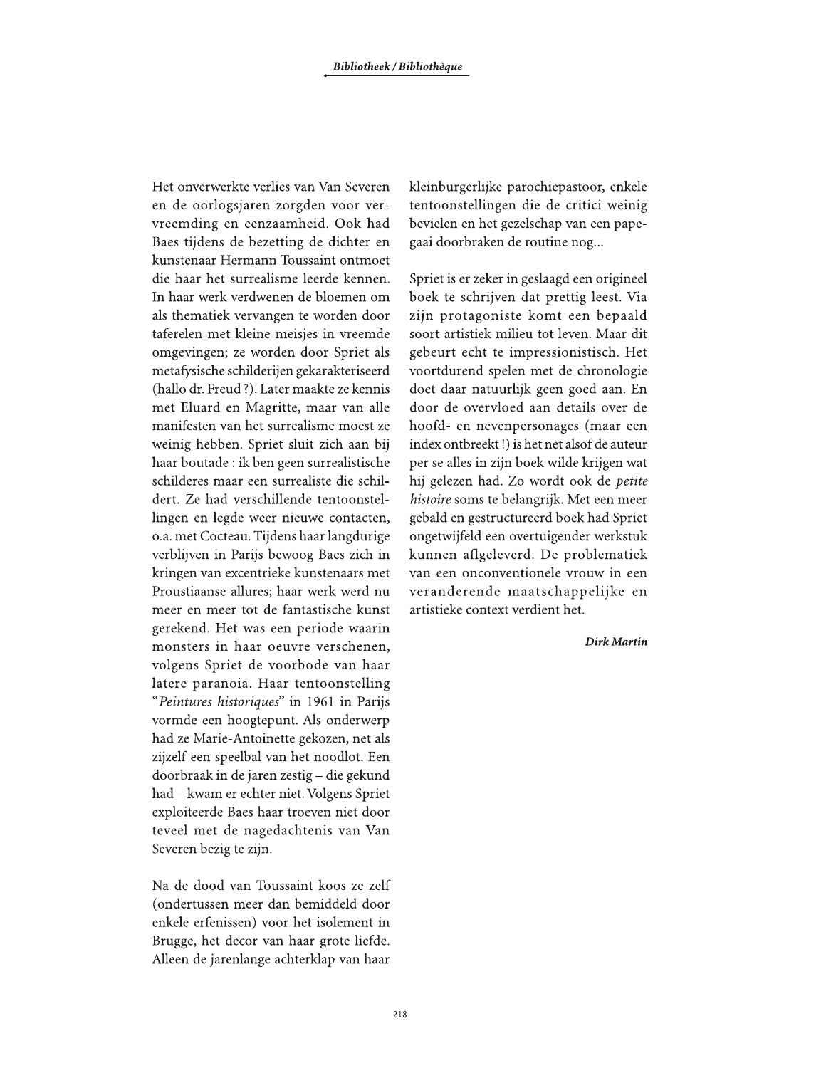Het onverwerkte verlies van Van Severen en de oorlogsjaren zorgden voor vervreemding en eenzaamheid. Ook had Baes tijdens de bezetting de dichter en kunstenaar Hermann Toussaint ontmoet die haar het surrealisme leerde kennen. In haar werk verdwenen de bloemen om als thematiek vervangen te worden door taferelen met kleine meisjes in vreemde omgevingen; ze worden door Spriet als metafysische schilderijen gekarakteriseerd (hallo dr. Freud ?). Later maakte ze kennis met Eluard en Magritte, maar van alle manifesten van het surrealisme moest ze weinig hebben. Spriet sluit zich aan bij haar boutade : ik ben geen surrealistische schilderes maar een surrealiste die schildert. Ze had verschillende tentoonstellingen en legde weer nieuwe contacten, o.a. met Cocteau. Tijdens haar langdurige verblijven in Parijs bewoog Baes zich in kringen van excentrieke kunstenaars met Proustiaanse allures; haar werk werd nu meer en meer tot de fantastische kunst gerekend. Het was een periode waarin monsters in haar oeuvre verschenen, volgens Spriet de voorbode van haar latere paranoia. Haar tentoonstelling "*Peintures historiques*" in 1961 in Parijs vormde een hoogtepunt. Als onderwerp had ze Marie-Antoinette gekozen, net als zijzelf een speelbal van het noodlot. Een doorbraak in de jaren zestig – die gekund had – kwam er echter niet. Volgens Spriet exploiteerde Baes haar troeven niet door teveel met de nagedachtenis van Van Severen bezig te zijn.

Na de dood van Toussaint koos ze zelf (ondertussen meer dan bemiddeld door enkele erfenissen) voor het isolement in Brugge, het decor van haar grote liefde. Alleen de jarenlange achterklap van haar kleinburgerlijke parochiepastoor, enkele tentoonstellingen die de critici weinig bevielen en het gezelschap van een papegaai doorbraken de routine nog...

Spriet is er zeker in geslaagd een origineel boek te schrijven dat prettig leest. Via zijn protagoniste komt een bepaald soort artistiek milieu tot leven. Maar dit gebeurt echt te impressionistisch. Het voortdurend spelen met de chronologie doet daar natuurlijk geen goed aan. En door de overvloed aan details over de hoofd- en nevenpersonages (maar een index ontbreekt !) is het net alsof de auteur per se alles in zijn boek wilde krijgen wat hij gelezen had. Zo wordt ook de *petite histoire* soms te belangrijk. Met een meer gebald en gestructureerd boek had Spriet ongetwijfeld een overtuigender werkstuk kunnen afgleverd. De problematiek van een onconventionele vrouw in een veranderende maatschappelijke en artistieke context verdient het.

***Dirk Martin***